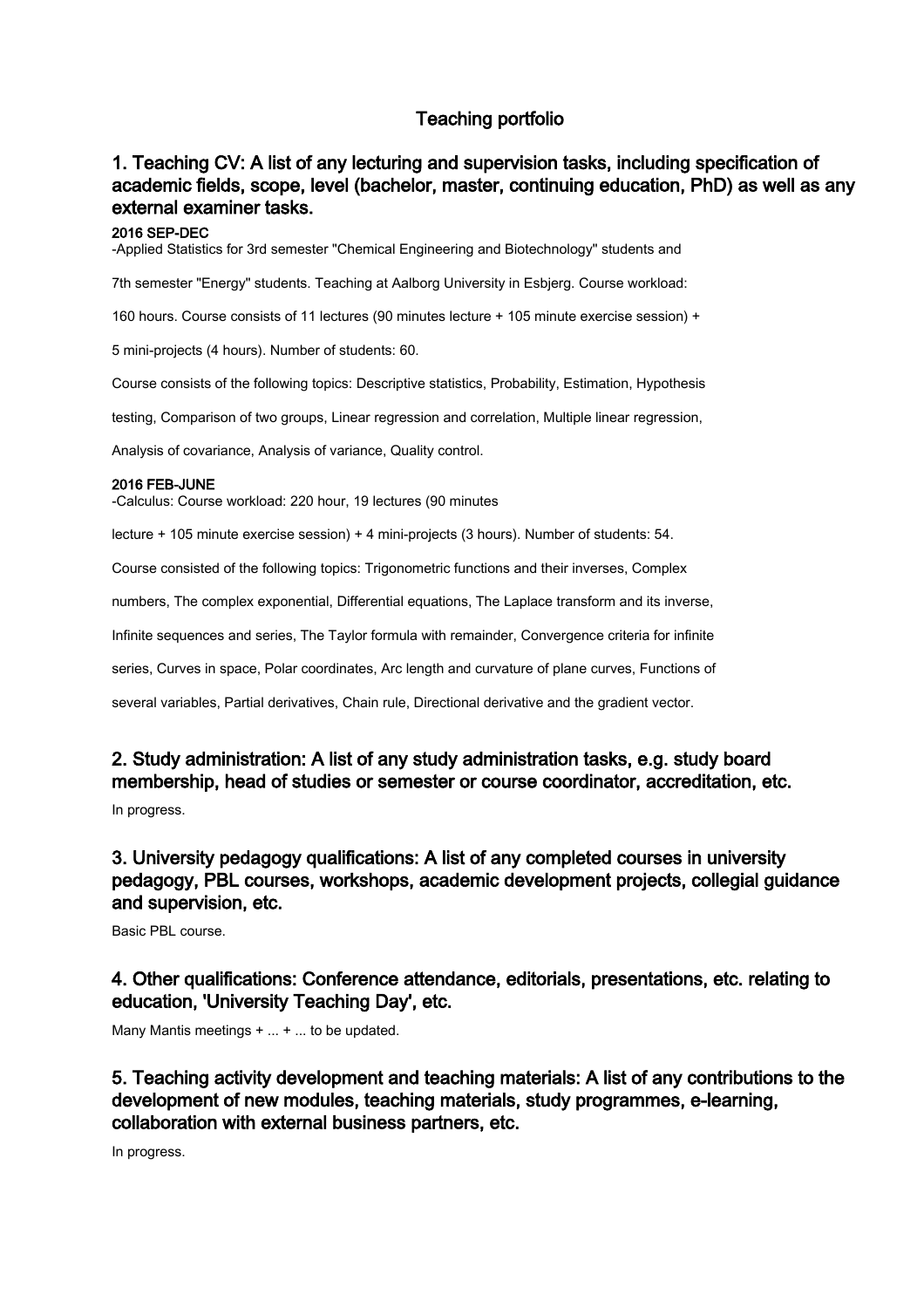# Teaching portfolio

## 1. Teaching CV: A list of any lecturing and supervision tasks, including specification of academic fields, scope, level (bachelor, master, continuing education, PhD) as well as any external examiner tasks.

**2016 SEP-DEC**

-Applied Statistics for 3rd semester "Chemical Engineering and Biotechnology" students and 7th semester "Energy" students. Teaching at Aalborg University in Esbjerg. Course workload: 160 hours. Course consists of 11 lectures (90 minutes lecture + 105 minute exercise session) + 5 mini-projects (4 hours). Number of students: 60.

Course consists of the following topics: Descriptive statistics, Probability, Estimation, Hypothesis testing, Comparison of two groups, Linear regression and correlation, Multiple linear regression, Analysis of covariance, Analysis of variance, Quality control.

**2016 FEB-JUNE**

-Calculus: Course workload: 220 hour, 19 lectures (90 minutes lecture + 105 minute exercise session) + 4 mini-projects (3 hours). Number of students: 54.

Course consisted of the following topics: Trigonometric functions and their inverses, Complex numbers, The complex exponential, Differential equations, The Laplace transform and its inverse, Infinite sequences and series, The Taylor formula with remainder, Convergence criteria for infinite series, Curves in space, Polar coordinates, Arc length and curvature of plane curves, Functions of several variables, Partial derivatives, Chain rule, Directional derivative and the gradient vector.

## 2. Study administration: A list of any study administration tasks, e.g. study board membership, head of studies or semester or course coordinator, accreditation, etc.

In progress.

## 3. University pedagogy qualifications: A list of any completed courses in university pedagogy, PBL courses, workshops, academic development projects, collegial guidance and supervision, etc.

Basic PBL course.

## 4. Other qualifications: Conference attendance, editorials, presentations, etc. relating to education, 'University Teaching Day', etc.

Many Mantis meetings + ... + ... to be updated.

## 5. Teaching activity development and teaching materials: A list of any contributions to the development of new modules, teaching materials, study programmes, e-learning, collaboration with external business partners, etc.

In progress.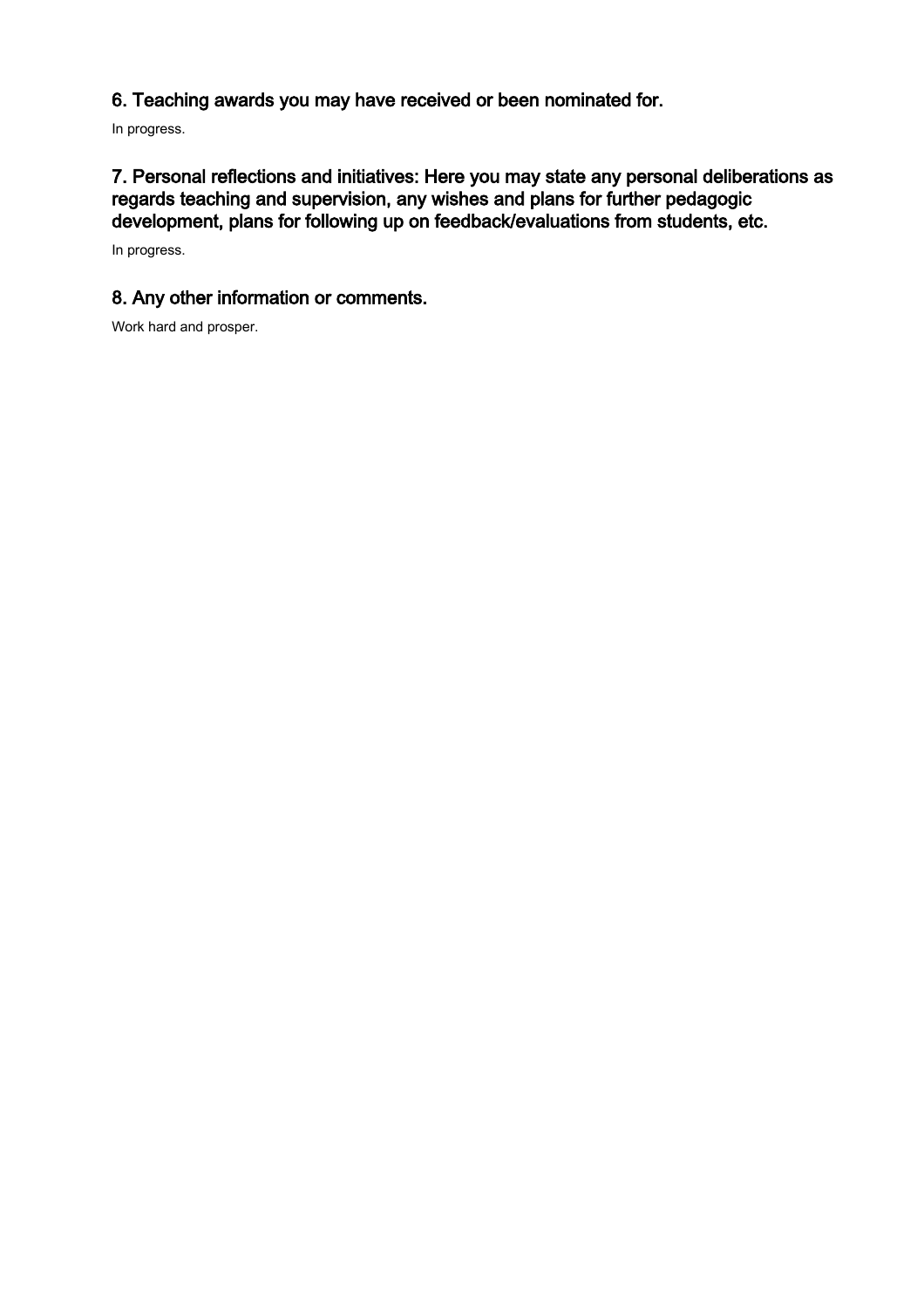## 6. Teaching awards you may have received or been nominated for.

In progress.

## 7. Personal reflections and initiatives: Here you may state any personal deliberations as regards teaching and supervision, any wishes and plans for further pedagogic development, plans for following up on feedback/evaluations from students, etc.

In progress.

## 8. Any other information or comments.

Work hard and prosper.